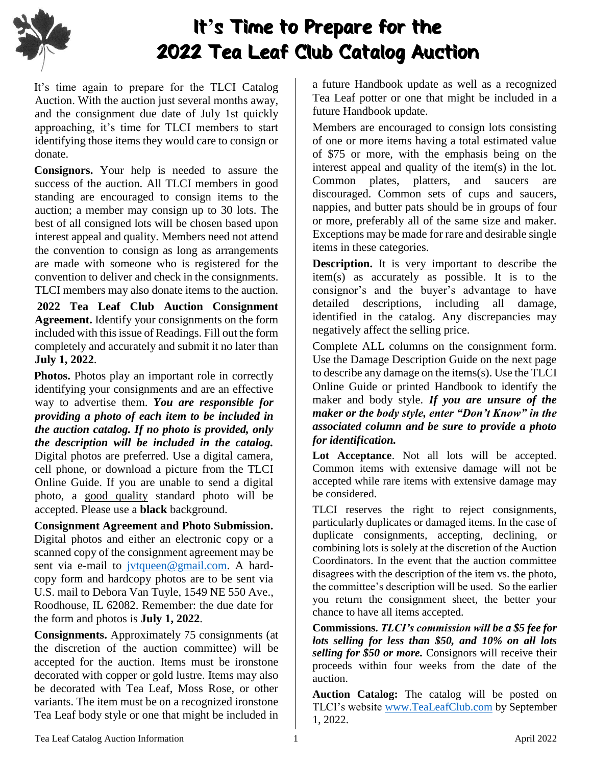# It's Time to Prepare for the 2022 Tea Leaf Club Catalog Auction

It's time again to prepare for the TLCI Catalog Auction. With the auction just several months away, and the consignment due date of July 1st quickly approaching, it's time for TLCI members to start identifying those items they would care to consign or donate.

**Consignors.** Your help is needed to assure the success of the auction. All TLCI members in good standing are encouraged to consign items to the auction; a member may consign up to 30 lots. The best of all consigned lots will be chosen based upon interest appeal and quality. Members need not attend the convention to consign as long as arrangements are made with someone who is registered for the convention to deliver and check in the consignments. TLCI members may also donate items to the auction.

**2022 Tea Leaf Club Auction Consignment Agreement.** Identify your consignments on the form included with this issue of Readings. Fill out the form completely and accurately and submit it no later than **July 1, 2022**.

**Photos.** Photos play an important role in correctly identifying your consignments and are an effective way to advertise them. ***You are responsible for providing a photo of each item to be included in the auction catalog. If no photo is provided, only the description will be included in the catalog.*** Digital photos are preferred. Use a digital camera, cell phone, or download a picture from the TLCI Online Guide. If you are unable to send a digital photo, a good quality standard photo will be accepted. Please use a **black** background.

**Consignment Agreement and Photo Submission.** Digital photos and either an electronic copy or a scanned copy of the consignment agreement may be sent via e-mail to jvtqueen@gmail.com. A hardcopy form and hardcopy photos are to be sent via U.S. mail to Debora Van Tuyle, 1549 NE 550 Ave., Roodhouse, IL 62082. Remember: the due date for the form and photos is **July 1, 2022**.

**Consignments.** Approximately 75 consignments (at the discretion of the auction committee) will be accepted for the auction. Items must be ironstone decorated with copper or gold lustre. Items may also be decorated with Tea Leaf, Moss Rose, or other variants. The item must be on a recognized ironstone Tea Leaf body style or one that might be included in a future Handbook update as well as a recognized Tea Leaf potter or one that might be included in a future Handbook update.

Members are encouraged to consign lots consisting of one or more items having a total estimated value of $75 or more, with the emphasis being on the interest appeal and quality of the item(s) in the lot. Common plates, platters, and saucers are discouraged. Common sets of cups and saucers, nappies, and butter pats should be in groups of four or more, preferably all of the same size and maker. Exceptions may be made for rare and desirable single items in these categories.

**Description.** It is very important to describe the item(s) as accurately as possible. It is to the consignor's and the buyer's advantage to have detailed descriptions, including all damage, identified in the catalog. Any discrepancies may negatively affect the selling price.

Complete ALL columns on the consignment form. Use the Damage Description Guide on the next page to describe any damage on the items(s). Use the TLCI Online Guide or printed Handbook to identify the maker and body style. ***If you are unsure of the maker or the body style, enter "Don't Know" in the associated column and be sure to provide a photo for identification.***

**Lot Acceptance**. Not all lots will be accepted. Common items with extensive damage will not be accepted while rare items with extensive damage may be considered.

TLCI reserves the right to reject consignments, particularly duplicates or damaged items. In the case of duplicate consignments, accepting, declining, or combining lots is solely at the discretion of the Auction Coordinators. In the event that the auction committee disagrees with the description of the item vs. the photo, the committee's description will be used. So the earlier you return the consignment sheet, the better your chance to have all items accepted.

**Commissions.** ***TLCI's commission will be a $5 fee for lots selling for less than $50, and 10% on all lots selling for $50 or more.*** Consignors will receive their proceeds within four weeks from the date of the auction.

**Auction Catalog:** The catalog will be posted on TLCI's website www.TeaLeafClub.com by September 1, 2022.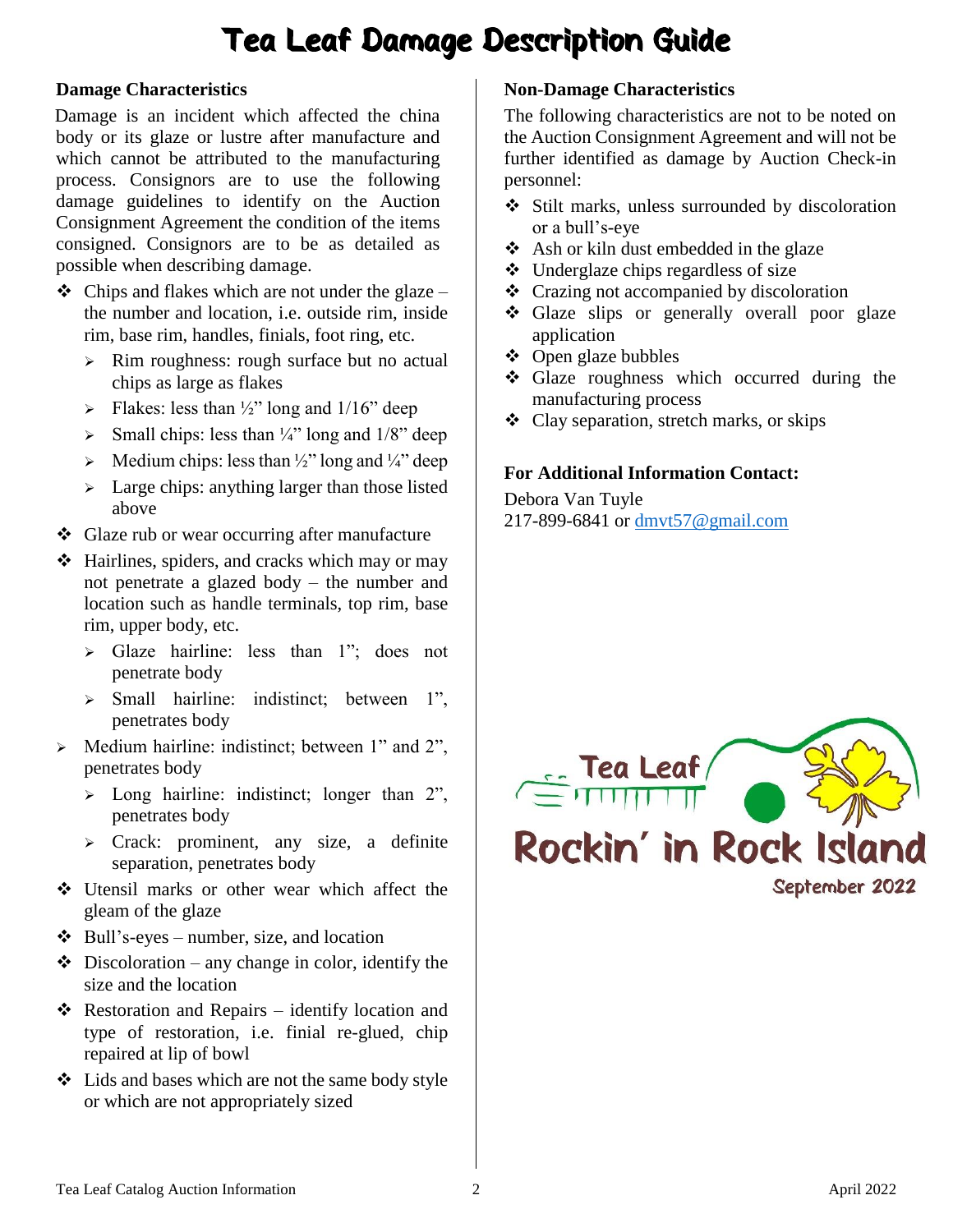# Tea Leaf Damage Description Guide

## Damage Characteristics

Damage is an incident which affected the china body or its glaze or lustre after manufacture and which cannot be attributed to the manufacturing process. Consignors are to use the following damage guidelines to identify on the Auction Consignment Agreement the condition of the items consigned. Consignors are to be as detailed as possible when describing damage.

- Chips and flakes which are not under the glaze – the number and location, i.e. outside rim, inside rim, base rim, handles, finials, foot ring, etc.
  - Rim roughness: rough surface but no actual chips as large as flakes
  - Flakes: less than ½" long and 1/16" deep
  - Small chips: less than ¼" long and 1/8" deep
  - Medium chips: less than ½" long and ¼" deep
  - Large chips: anything larger than those listed above
- Glaze rub or wear occurring after manufacture
- Hairlines, spiders, and cracks which may or may not penetrate a glazed body – the number and location such as handle terminals, top rim, base rim, upper body, etc.
  - Glaze hairline: less than 1"; does not penetrate body
  - Small hairline: indistinct; between 1", penetrates body
- Medium hairline: indistinct; between 1" and 2", penetrates body
  - Long hairline: indistinct; longer than 2", penetrates body
  - Crack: prominent, any size, a definite separation, penetrates body
- Utensil marks or other wear which affect the gleam of the glaze
- Bull's-eyes – number, size, and location
- Discoloration – any change in color, identify the size and the location
- Restoration and Repairs – identify location and type of restoration, i.e. finial re-glued, chip repaired at lip of bowl
- Lids and bases which are not the same body style or which are not appropriately sized

## Non-Damage Characteristics

The following characteristics are not to be noted on the Auction Consignment Agreement and will not be further identified as damage by Auction Check-in personnel:

- Stilt marks, unless surrounded by discoloration or a bull's-eye
- Ash or kiln dust embedded in the glaze
- Underglaze chips regardless of size
- Crazing not accompanied by discoloration
- Glaze slips or generally overall poor glaze application
- Open glaze bubbles
- Glaze roughness which occurred during the manufacturing process
- Clay separation, stretch marks, or skips

**For Additional Information Contact:**

Debora Van Tuyle
217-899-6841 or dmvt57@gmail.com

Tea Leaf
Rockin' in Rock Island
September 2022